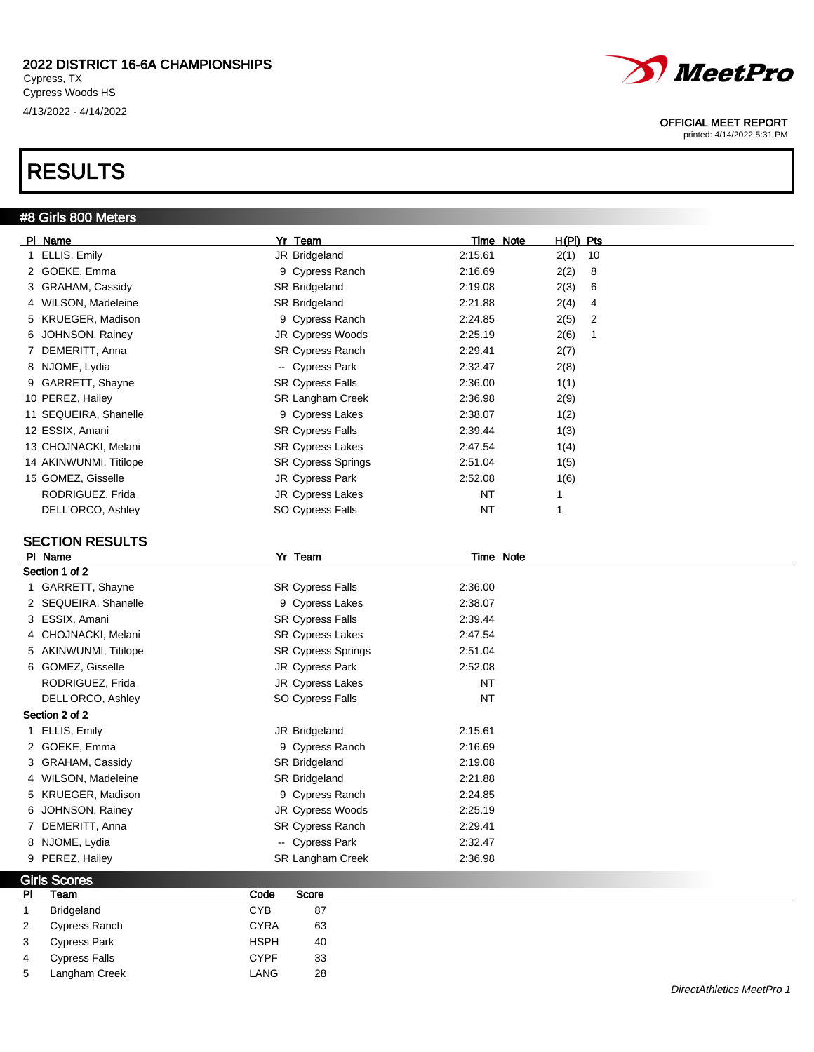2022 DISTRICT 16-6A CHAMPIONSHIPS
Cypress, TX
Cypress Woods HS
4/13/2022 - 4/14/2022

OFFICIAL MEET REPORT
printed: 4/14/2022 5:31 PM

# RESULTS

## #8 Girls 800 Meters

| Pl | Name | Yr | Team | Time | Note | H(Pl) | Pts |
|---|---|---|---|---|---|---|---|
| 1 | ELLIS, Emily | JR | Bridgeland | 2:15.61 | | 2(1) | 10 |
| 2 | GOEKE, Emma | 9 | Cypress Ranch | 2:16.69 | | 2(2) | 8 |
| 3 | GRAHAM, Cassidy | SR | Bridgeland | 2:19.08 | | 2(3) | 6 |
| 4 | WILSON, Madeleine | SR | Bridgeland | 2:21.88 | | 2(4) | 4 |
| 5 | KRUEGER, Madison | 9 | Cypress Ranch | 2:24.85 | | 2(5) | 2 |
| 6 | JOHNSON, Rainey | JR | Cypress Woods | 2:25.19 | | 2(6) | 1 |
| 7 | DEMERITT, Anna | SR | Cypress Ranch | 2:29.41 | | 2(7) | |
| 8 | NJOME, Lydia | -- | Cypress Park | 2:32.47 | | 2(8) | |
| 9 | GARRETT, Shayne | SR | Cypress Falls | 2:36.00 | | 1(1) | |
| 10 | PEREZ, Hailey | SR | Langham Creek | 2:36.98 | | 2(9) | |
| 11 | SEQUEIRA, Shanelle | 9 | Cypress Lakes | 2:38.07 | | 1(2) | |
| 12 | ESSIX, Amani | SR | Cypress Falls | 2:39.44 | | 1(3) | |
| 13 | CHOJNACKI, Melani | SR | Cypress Lakes | 2:47.54 | | 1(4) | |
| 14 | AKINWUNMI, Titilope | SR | Cypress Springs | 2:51.04 | | 1(5) | |
| 15 | GOMEZ, Gisselle | JR | Cypress Park | 2:52.08 | | 1(6) | |
| | RODRIGUEZ, Frida | JR | Cypress Lakes | NT | | 1 | |
| | DELL'ORCO, Ashley | SO | Cypress Falls | NT | | 1 | |

### SECTION RESULTS

| Pl | Name | Yr | Team | Time | Note |
|---|---|---|---|---|---|
| **Section 1 of 2** | | | | | |
| 1 | GARRETT, Shayne | SR | Cypress Falls | 2:36.00 | |
| 2 | SEQUEIRA, Shanelle | 9 | Cypress Lakes | 2:38.07 | |
| 3 | ESSIX, Amani | SR | Cypress Falls | 2:39.44 | |
| 4 | CHOJNACKI, Melani | SR | Cypress Lakes | 2:47.54 | |
| 5 | AKINWUNMI, Titilope | SR | Cypress Springs | 2:51.04 | |
| 6 | GOMEZ, Gisselle | JR | Cypress Park | 2:52.08 | |
| | RODRIGUEZ, Frida | JR | Cypress Lakes | NT | |
| | DELL'ORCO, Ashley | SO | Cypress Falls | NT | |
| **Section 2 of 2** | | | | | |
| 1 | ELLIS, Emily | JR | Bridgeland | 2:15.61 | |
| 2 | GOEKE, Emma | 9 | Cypress Ranch | 2:16.69 | |
| 3 | GRAHAM, Cassidy | SR | Bridgeland | 2:19.08 | |
| 4 | WILSON, Madeleine | SR | Bridgeland | 2:21.88 | |
| 5 | KRUEGER, Madison | 9 | Cypress Ranch | 2:24.85 | |
| 6 | JOHNSON, Rainey | JR | Cypress Woods | 2:25.19 | |
| 7 | DEMERITT, Anna | SR | Cypress Ranch | 2:29.41 | |
| 8 | NJOME, Lydia | -- | Cypress Park | 2:32.47 | |
| 9 | PEREZ, Hailey | SR | Langham Creek | 2:36.98 | |

## Girls Scores

| Pl | Team | Code | Score |
|---|---|---|---|
| 1 | Bridgeland | CYB | 87 |
| 2 | Cypress Ranch | CYRA | 63 |
| 3 | Cypress Park | HSPH | 40 |
| 4 | Cypress Falls | CYPF | 33 |
| 5 | Langham Creek | LANG | 28 |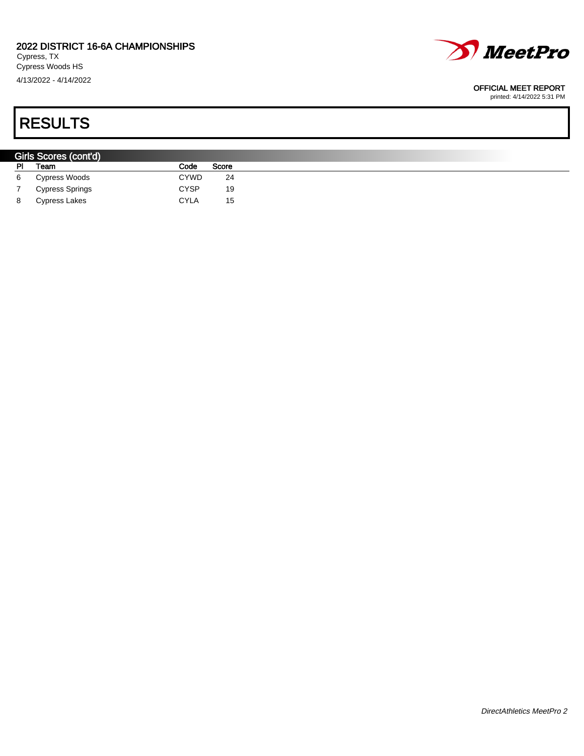# RESULTS

## Girls Scores (cont'd)

| Pl | Team | Code | Score |
|---|---|---|---|
| 6 | Cypress Woods | CYWD | 24 |
| 7 | Cypress Springs | CYSP | 19 |
| 8 | Cypress Lakes | CYLA | 15 |